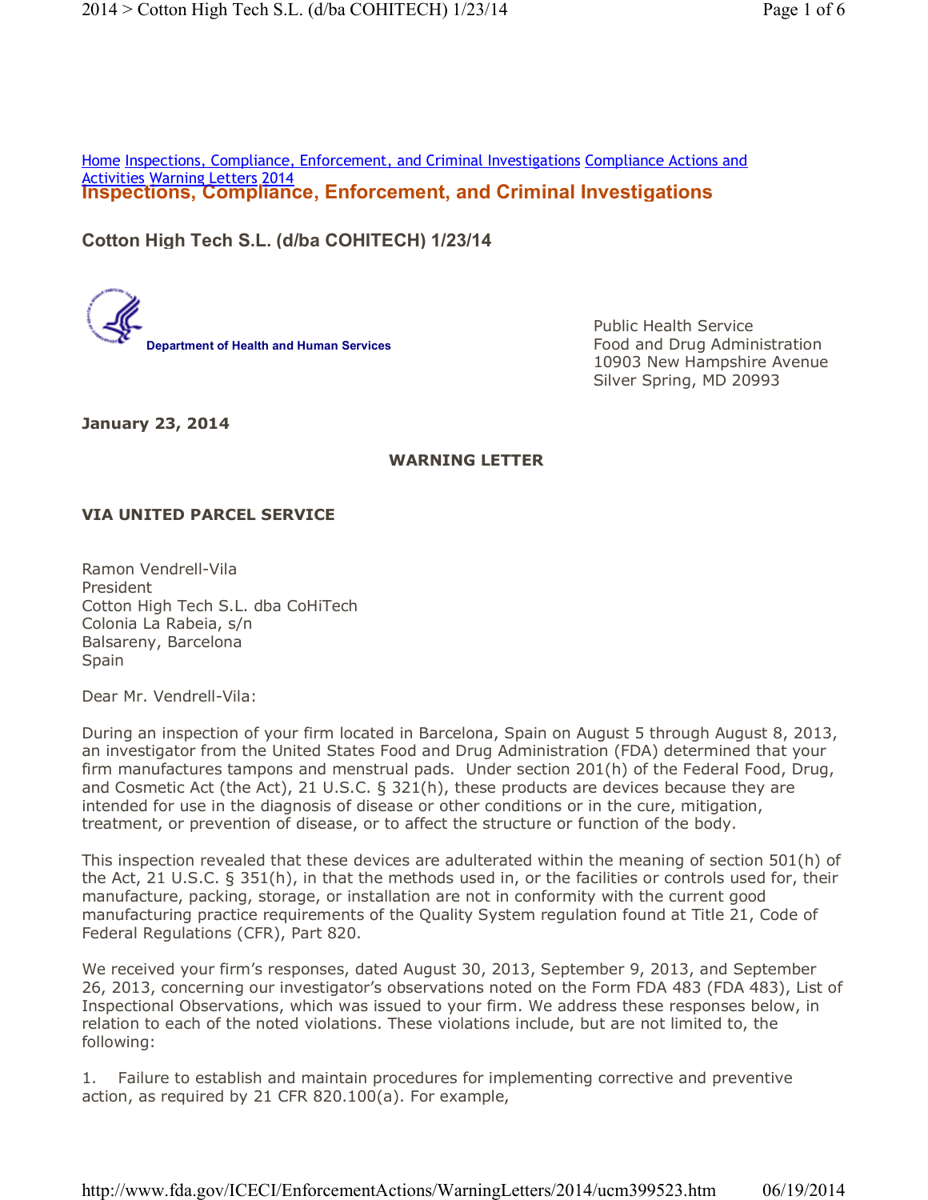Home Inspections, Compliance, Enforcement, and Criminal Investigations Compliance Actions and Activities Warning Letters 2014

# Inspections, Compliance, Enforcement, and Criminal Investigations

## Cotton High Tech S.L. (d/ba COHITECH) 1/23/14

Department of Health and Human Services

Public Health Service
Food and Drug Administration
10903 New Hampshire Avenue
Silver Spring, MD 20993

**January 23, 2014**

**WARNING LETTER**

**VIA UNITED PARCEL SERVICE**

Ramon Vendrell-Vila
President
Cotton High Tech S.L. dba CoHiTech
Colonia La Rabeia, s/n
Balsareny, Barcelona
Spain

Dear Mr. Vendrell-Vila:

During an inspection of your firm located in Barcelona, Spain on August 5 through August 8, 2013, an investigator from the United States Food and Drug Administration (FDA) determined that your firm manufactures tampons and menstrual pads. Under section 201(h) of the Federal Food, Drug, and Cosmetic Act (the Act), 21 U.S.C. § 321(h), these products are devices because they are intended for use in the diagnosis of disease or other conditions or in the cure, mitigation, treatment, or prevention of disease, or to affect the structure or function of the body.

This inspection revealed that these devices are adulterated within the meaning of section 501(h) of the Act, 21 U.S.C. § 351(h), in that the methods used in, or the facilities or controls used for, their manufacture, packing, storage, or installation are not in conformity with the current good manufacturing practice requirements of the Quality System regulation found at Title 21, Code of Federal Regulations (CFR), Part 820.

We received your firm's responses, dated August 30, 2013, September 9, 2013, and September 26, 2013, concerning our investigator's observations noted on the Form FDA 483 (FDA 483), List of Inspectional Observations, which was issued to your firm. We address these responses below, in relation to each of the noted violations. These violations include, but are not limited to, the following:

1. Failure to establish and maintain procedures for implementing corrective and preventive action, as required by 21 CFR 820.100(a). For example,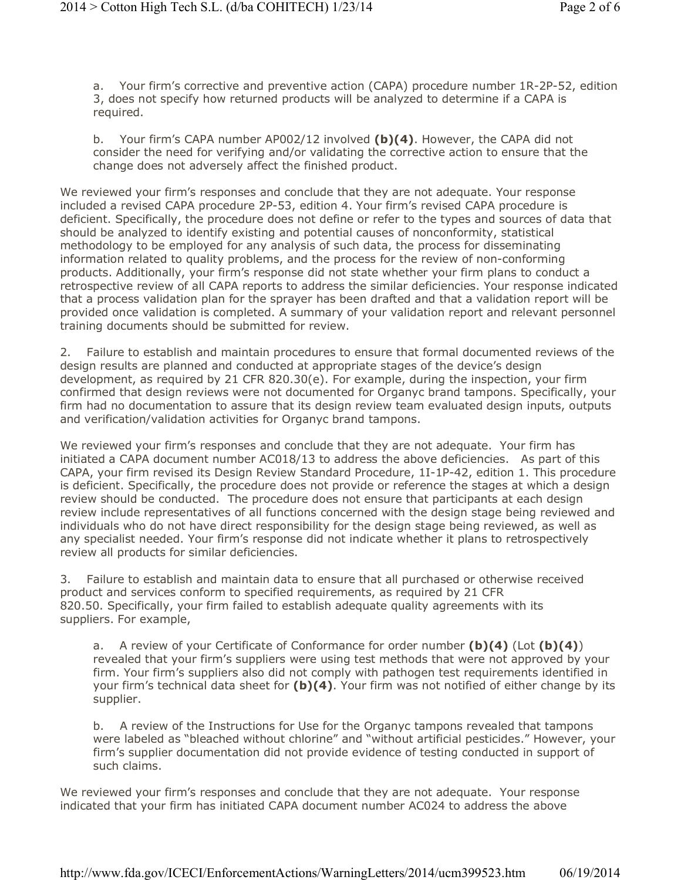a. Your firm's corrective and preventive action (CAPA) procedure number 1R-2P-52, edition 3, does not specify how returned products will be analyzed to determine if a CAPA is required.

b. Your firm's CAPA number AP002/12 involved **(b)(4)**. However, the CAPA did not consider the need for verifying and/or validating the corrective action to ensure that the change does not adversely affect the finished product.

We reviewed your firm's responses and conclude that they are not adequate. Your response included a revised CAPA procedure 2P-53, edition 4. Your firm's revised CAPA procedure is deficient. Specifically, the procedure does not define or refer to the types and sources of data that should be analyzed to identify existing and potential causes of nonconformity, statistical methodology to be employed for any analysis of such data, the process for disseminating information related to quality problems, and the process for the review of non-conforming products. Additionally, your firm's response did not state whether your firm plans to conduct a retrospective review of all CAPA reports to address the similar deficiencies. Your response indicated that a process validation plan for the sprayer has been drafted and that a validation report will be provided once validation is completed. A summary of your validation report and relevant personnel training documents should be submitted for review.

2. Failure to establish and maintain procedures to ensure that formal documented reviews of the design results are planned and conducted at appropriate stages of the device's design development, as required by 21 CFR 820.30(e). For example, during the inspection, your firm confirmed that design reviews were not documented for Organyc brand tampons. Specifically, your firm had no documentation to assure that its design review team evaluated design inputs, outputs and verification/validation activities for Organyc brand tampons.

We reviewed your firm's responses and conclude that they are not adequate. Your firm has initiated a CAPA document number AC018/13 to address the above deficiencies. As part of this CAPA, your firm revised its Design Review Standard Procedure, 1I-1P-42, edition 1. This procedure is deficient. Specifically, the procedure does not provide or reference the stages at which a design review should be conducted. The procedure does not ensure that participants at each design review include representatives of all functions concerned with the design stage being reviewed and individuals who do not have direct responsibility for the design stage being reviewed, as well as any specialist needed. Your firm's response did not indicate whether it plans to retrospectively review all products for similar deficiencies.

3. Failure to establish and maintain data to ensure that all purchased or otherwise received product and services conform to specified requirements, as required by 21 CFR 820.50. Specifically, your firm failed to establish adequate quality agreements with its suppliers. For example,

a. A review of your Certificate of Conformance for order number **(b)(4)** (Lot **(b)(4)**) revealed that your firm's suppliers were using test methods that were not approved by your firm. Your firm's suppliers also did not comply with pathogen test requirements identified in your firm's technical data sheet for **(b)(4)**. Your firm was not notified of either change by its supplier.

b. A review of the Instructions for Use for the Organyc tampons revealed that tampons were labeled as "bleached without chlorine" and "without artificial pesticides." However, your firm's supplier documentation did not provide evidence of testing conducted in support of such claims.

We reviewed your firm's responses and conclude that they are not adequate. Your response indicated that your firm has initiated CAPA document number AC024 to address the above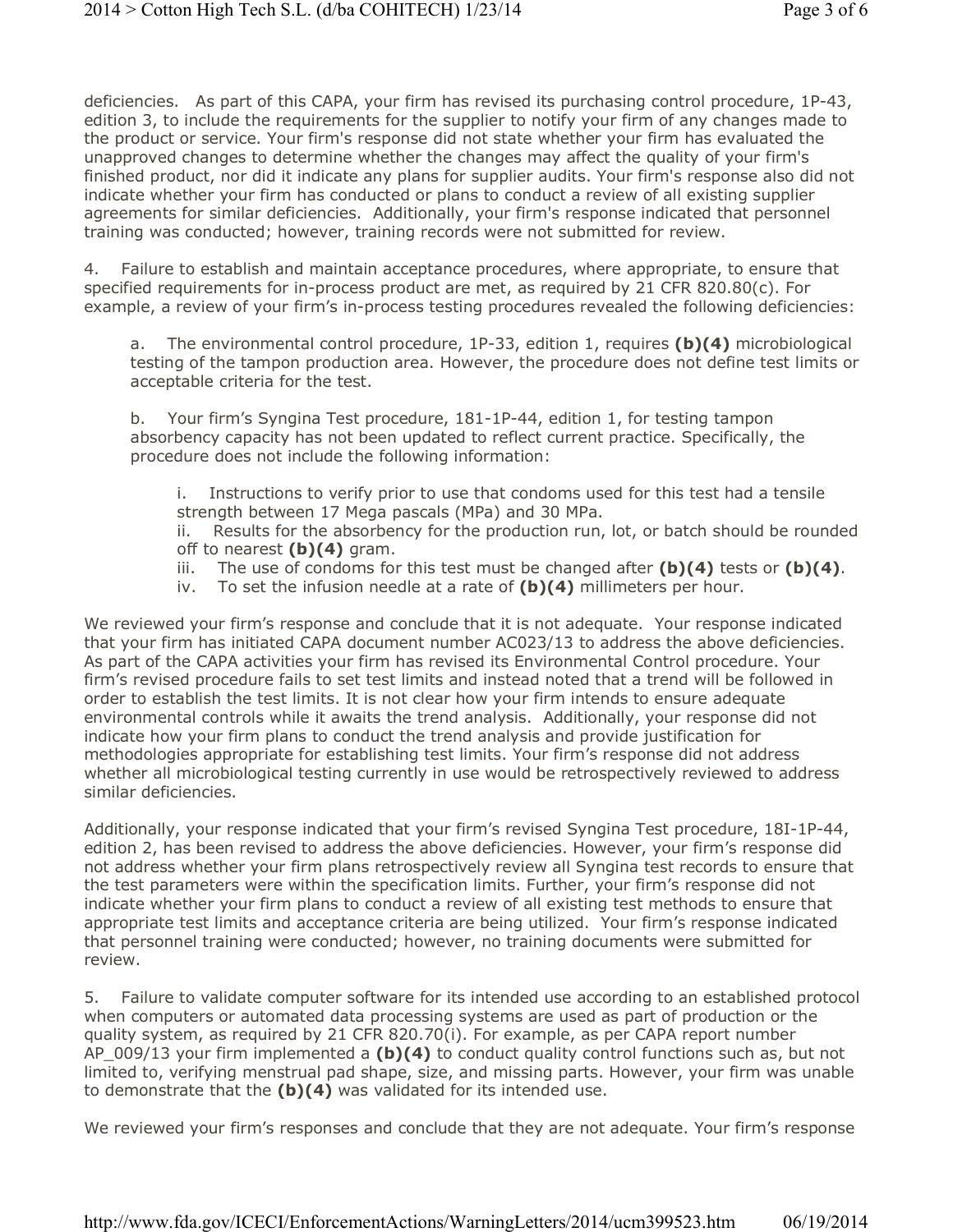deficiencies. As part of this CAPA, your firm has revised its purchasing control procedure, 1P-43, edition 3, to include the requirements for the supplier to notify your firm of any changes made to the product or service. Your firm's response did not state whether your firm has evaluated the unapproved changes to determine whether the changes may affect the quality of your firm's finished product, nor did it indicate any plans for supplier audits. Your firm's response also did not indicate whether your firm has conducted or plans to conduct a review of all existing supplier agreements for similar deficiencies. Additionally, your firm's response indicated that personnel training was conducted; however, training records were not submitted for review.

4. Failure to establish and maintain acceptance procedures, where appropriate, to ensure that specified requirements for in-process product are met, as required by 21 CFR 820.80(c). For example, a review of your firm's in-process testing procedures revealed the following deficiencies:

> a. The environmental control procedure, 1P-33, edition 1, requires **(b)(4)** microbiological testing of the tampon production area. However, the procedure does not define test limits or acceptable criteria for the test.
>
> b. Your firm's Syngina Test procedure, 181-1P-44, edition 1, for testing tampon absorbency capacity has not been updated to reflect current practice. Specifically, the procedure does not include the following information:
>
> > i. Instructions to verify prior to use that condoms used for this test had a tensile strength between 17 Mega pascals (MPa) and 30 MPa.
> > ii. Results for the absorbency for the production run, lot, or batch should be rounded off to nearest **(b)(4)** gram.
> > iii. The use of condoms for this test must be changed after **(b)(4)** tests or **(b)(4)**.
> > iv. To set the infusion needle at a rate of **(b)(4)** millimeters per hour.

We reviewed your firm's response and conclude that it is not adequate. Your response indicated that your firm has initiated CAPA document number AC023/13 to address the above deficiencies. As part of the CAPA activities your firm has revised its Environmental Control procedure. Your firm's revised procedure fails to set test limits and instead noted that a trend will be followed in order to establish the test limits. It is not clear how your firm intends to ensure adequate environmental controls while it awaits the trend analysis. Additionally, your response did not indicate how your firm plans to conduct the trend analysis and provide justification for methodologies appropriate for establishing test limits. Your firm's response did not address whether all microbiological testing currently in use would be retrospectively reviewed to address similar deficiencies.

Additionally, your response indicated that your firm's revised Syngina Test procedure, 18I-1P-44, edition 2, has been revised to address the above deficiencies. However, your firm's response did not address whether your firm plans retrospectively review all Syngina test records to ensure that the test parameters were within the specification limits. Further, your firm's response did not indicate whether your firm plans to conduct a review of all existing test methods to ensure that appropriate test limits and acceptance criteria are being utilized. Your firm's response indicated that personnel training were conducted; however, no training documents were submitted for review.

5. Failure to validate computer software for its intended use according to an established protocol when computers or automated data processing systems are used as part of production or the quality system, as required by 21 CFR 820.70(i). For example, as per CAPA report number AP_009/13 your firm implemented a **(b)(4)** to conduct quality control functions such as, but not limited to, verifying menstrual pad shape, size, and missing parts. However, your firm was unable to demonstrate that the **(b)(4)** was validated for its intended use.

We reviewed your firm's responses and conclude that they are not adequate. Your firm's response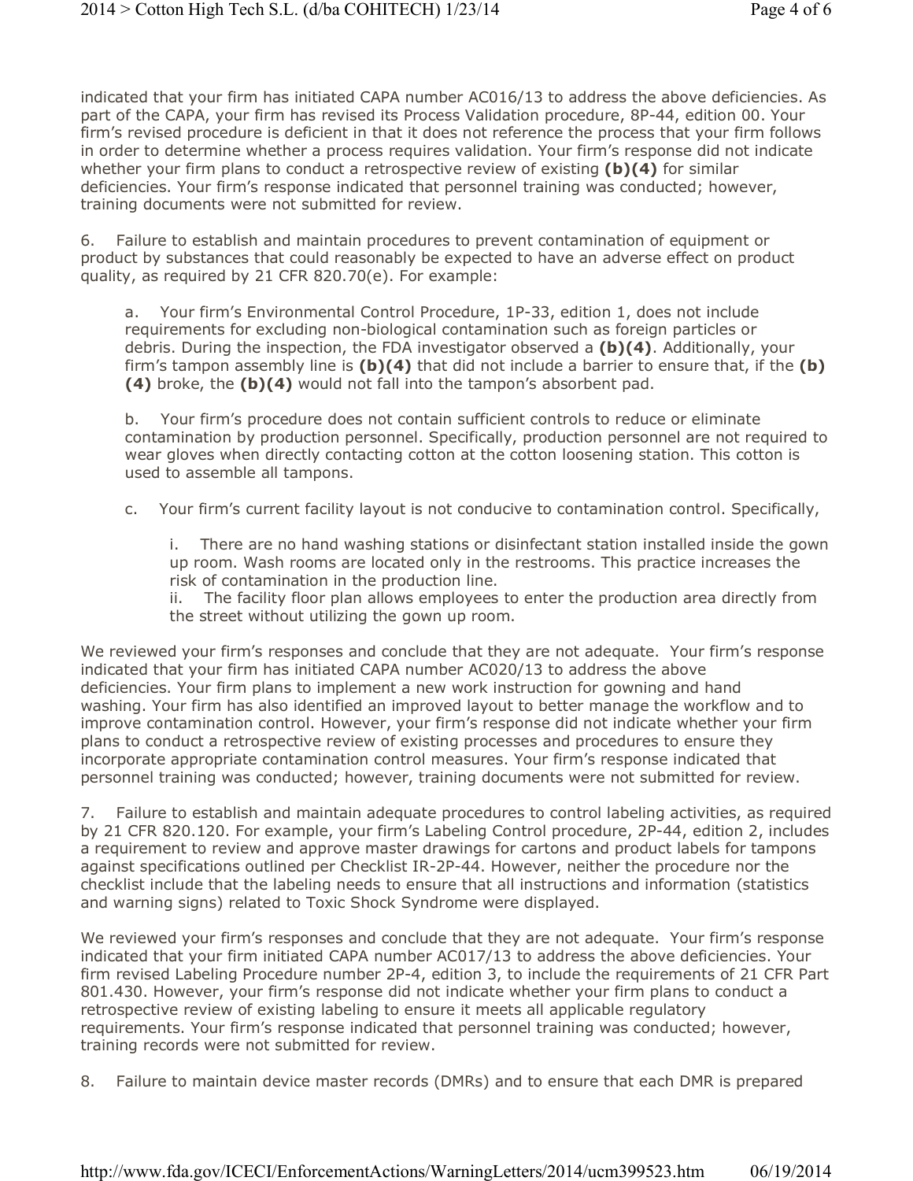indicated that your firm has initiated CAPA number AC016/13 to address the above deficiencies. As part of the CAPA, your firm has revised its Process Validation procedure, 8P-44, edition 00. Your firm's revised procedure is deficient in that it does not reference the process that your firm follows in order to determine whether a process requires validation. Your firm's response did not indicate whether your firm plans to conduct a retrospective review of existing **(b)(4)** for similar deficiencies. Your firm's response indicated that personnel training was conducted; however, training documents were not submitted for review.

6. Failure to establish and maintain procedures to prevent contamination of equipment or product by substances that could reasonably be expected to have an adverse effect on product quality, as required by 21 CFR 820.70(e). For example:

   a. Your firm's Environmental Control Procedure, 1P-33, edition 1, does not include requirements for excluding non-biological contamination such as foreign particles or debris. During the inspection, the FDA investigator observed a **(b)(4)**. Additionally, your firm's tampon assembly line is **(b)(4)** that did not include a barrier to ensure that, if the **(b)(4)** broke, the **(b)(4)** would not fall into the tampon's absorbent pad.

   b. Your firm's procedure does not contain sufficient controls to reduce or eliminate contamination by production personnel. Specifically, production personnel are not required to wear gloves when directly contacting cotton at the cotton loosening station. This cotton is used to assemble all tampons.

   c. Your firm's current facility layout is not conducive to contamination control. Specifically,

      i. There are no hand washing stations or disinfectant station installed inside the gown up room. Wash rooms are located only in the restrooms. This practice increases the risk of contamination in the production line.

      ii. The facility floor plan allows employees to enter the production area directly from the street without utilizing the gown up room.

We reviewed your firm's responses and conclude that they are not adequate. Your firm's response indicated that your firm has initiated CAPA number AC020/13 to address the above deficiencies. Your firm plans to implement a new work instruction for gowning and hand washing. Your firm has also identified an improved layout to better manage the workflow and to improve contamination control. However, your firm's response did not indicate whether your firm plans to conduct a retrospective review of existing processes and procedures to ensure they incorporate appropriate contamination control measures. Your firm's response indicated that personnel training was conducted; however, training documents were not submitted for review.

7. Failure to establish and maintain adequate procedures to control labeling activities, as required by 21 CFR 820.120. For example, your firm's Labeling Control procedure, 2P-44, edition 2, includes a requirement to review and approve master drawings for cartons and product labels for tampons against specifications outlined per Checklist IR-2P-44. However, neither the procedure nor the checklist include that the labeling needs to ensure that all instructions and information (statistics and warning signs) related to Toxic Shock Syndrome were displayed.

We reviewed your firm's responses and conclude that they are not adequate. Your firm's response indicated that your firm initiated CAPA number AC017/13 to address the above deficiencies. Your firm revised Labeling Procedure number 2P-4, edition 3, to include the requirements of 21 CFR Part 801.430. However, your firm's response did not indicate whether your firm plans to conduct a retrospective review of existing labeling to ensure it meets all applicable regulatory requirements. Your firm's response indicated that personnel training was conducted; however, training records were not submitted for review.

8. Failure to maintain device master records (DMRs) and to ensure that each DMR is prepared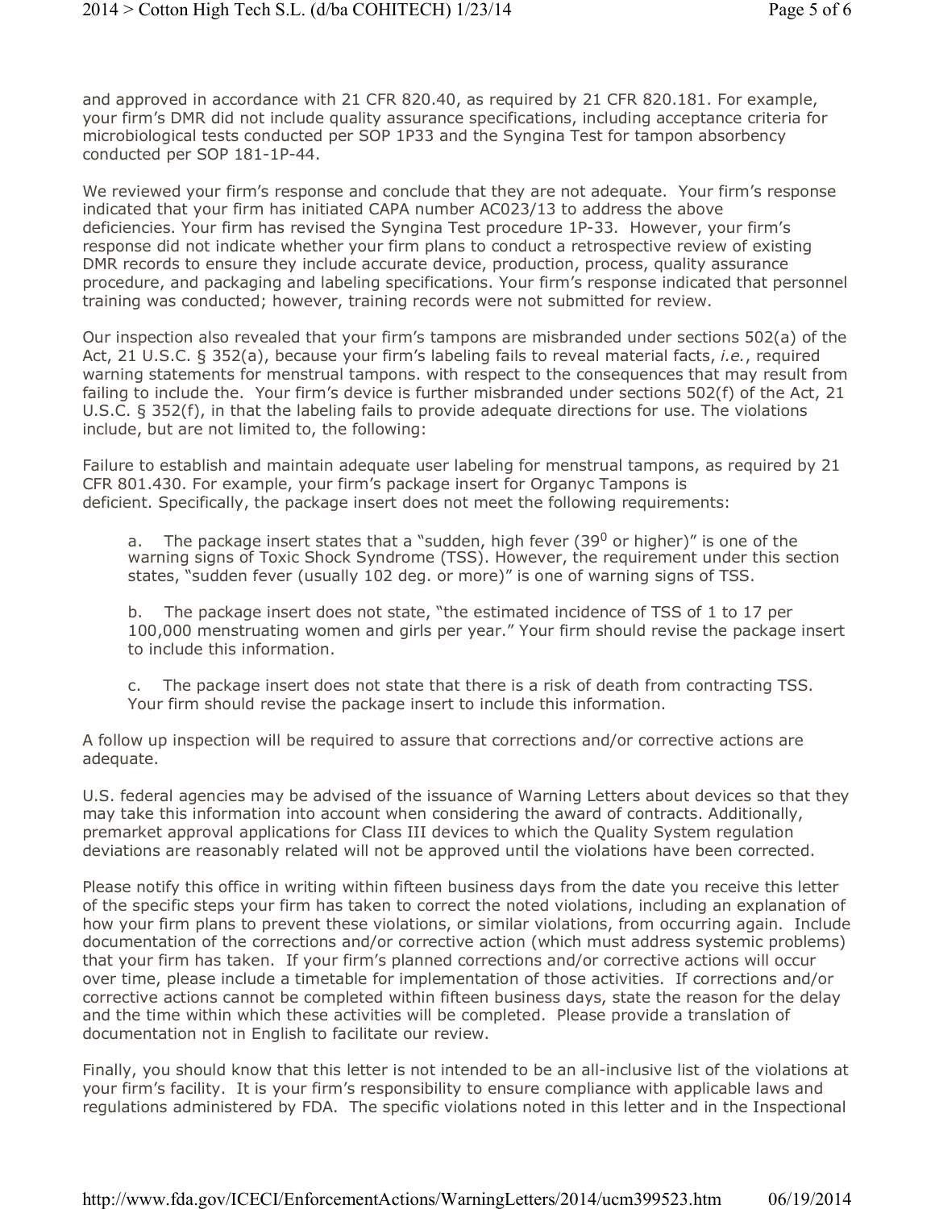and approved in accordance with 21 CFR 820.40, as required by 21 CFR 820.181. For example, your firm's DMR did not include quality assurance specifications, including acceptance criteria for microbiological tests conducted per SOP 1P33 and the Syngina Test for tampon absorbency conducted per SOP 181-1P-44.

We reviewed your firm's response and conclude that they are not adequate. Your firm's response indicated that your firm has initiated CAPA number AC023/13 to address the above deficiencies. Your firm has revised the Syngina Test procedure 1P-33. However, your firm's response did not indicate whether your firm plans to conduct a retrospective review of existing DMR records to ensure they include accurate device, production, process, quality assurance procedure, and packaging and labeling specifications. Your firm's response indicated that personnel training was conducted; however, training records were not submitted for review.

Our inspection also revealed that your firm's tampons are misbranded under sections 502(a) of the Act, 21 U.S.C. § 352(a), because your firm's labeling fails to reveal material facts, *i.e.*, required warning statements for menstrual tampons. with respect to the consequences that may result from failing to include the. Your firm's device is further misbranded under sections 502(f) of the Act, 21 U.S.C. § 352(f), in that the labeling fails to provide adequate directions for use. The violations include, but are not limited to, the following:

Failure to establish and maintain adequate user labeling for menstrual tampons, as required by 21 CFR 801.430. For example, your firm's package insert for Organyc Tampons is deficient. Specifically, the package insert does not meet the following requirements:

a. The package insert states that a "sudden, high fever ($39^0$ or higher)" is one of the warning signs of Toxic Shock Syndrome (TSS). However, the requirement under this section states, "sudden fever (usually 102 deg. or more)" is one of warning signs of TSS.

b. The package insert does not state, "the estimated incidence of TSS of 1 to 17 per 100,000 menstruating women and girls per year." Your firm should revise the package insert to include this information.

c. The package insert does not state that there is a risk of death from contracting TSS. Your firm should revise the package insert to include this information.

A follow up inspection will be required to assure that corrections and/or corrective actions are adequate.

U.S. federal agencies may be advised of the issuance of Warning Letters about devices so that they may take this information into account when considering the award of contracts. Additionally, premarket approval applications for Class III devices to which the Quality System regulation deviations are reasonably related will not be approved until the violations have been corrected.

Please notify this office in writing within fifteen business days from the date you receive this letter of the specific steps your firm has taken to correct the noted violations, including an explanation of how your firm plans to prevent these violations, or similar violations, from occurring again. Include documentation of the corrections and/or corrective action (which must address systemic problems) that your firm has taken. If your firm's planned corrections and/or corrective actions will occur over time, please include a timetable for implementation of those activities. If corrections and/or corrective actions cannot be completed within fifteen business days, state the reason for the delay and the time within which these activities will be completed. Please provide a translation of documentation not in English to facilitate our review.

Finally, you should know that this letter is not intended to be an all-inclusive list of the violations at your firm's facility. It is your firm's responsibility to ensure compliance with applicable laws and regulations administered by FDA. The specific violations noted in this letter and in the Inspectional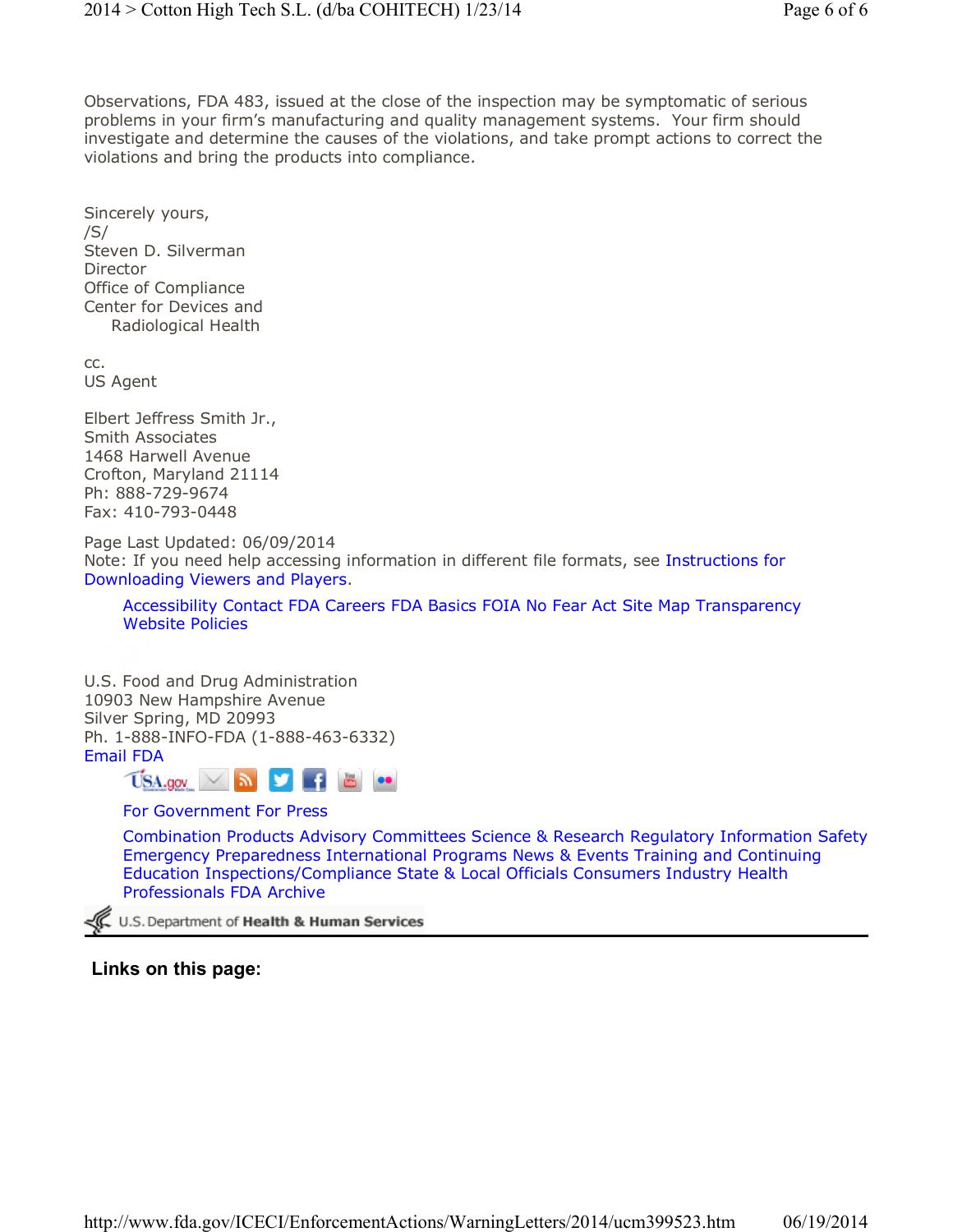Observations, FDA 483, issued at the close of the inspection may be symptomatic of serious problems in your firm's manufacturing and quality management systems. Your firm should investigate and determine the causes of the violations, and take prompt actions to correct the violations and bring the products into compliance.

Sincerely yours,
/S/
Steven D. Silverman
Director
Office of Compliance
Center for Devices and
Radiological Health

cc.
US Agent

Elbert Jeffress Smith Jr.,
Smith Associates
1468 Harwell Avenue
Crofton, Maryland 21114
Ph: 888-729-9674
Fax: 410-793-0448

Page Last Updated: 06/09/2014
Note: If you need help accessing information in different file formats, see Instructions for Downloading Viewers and Players.

Accessibility Contact FDA Careers FDA Basics FOIA No Fear Act Site Map Transparency Website Policies

U.S. Food and Drug Administration
10903 New Hampshire Avenue
Silver Spring, MD 20993
Ph. 1-888-INFO-FDA (1-888-463-6332)
Email FDA

For Government For Press

Combination Products Advisory Committees Science & Research Regulatory Information Safety Emergency Preparedness International Programs News & Events Training and Continuing Education Inspections/Compliance State & Local Officials Consumers Industry Health Professionals FDA Archive

U.S. Department of Health & Human Services

**Links on this page:**